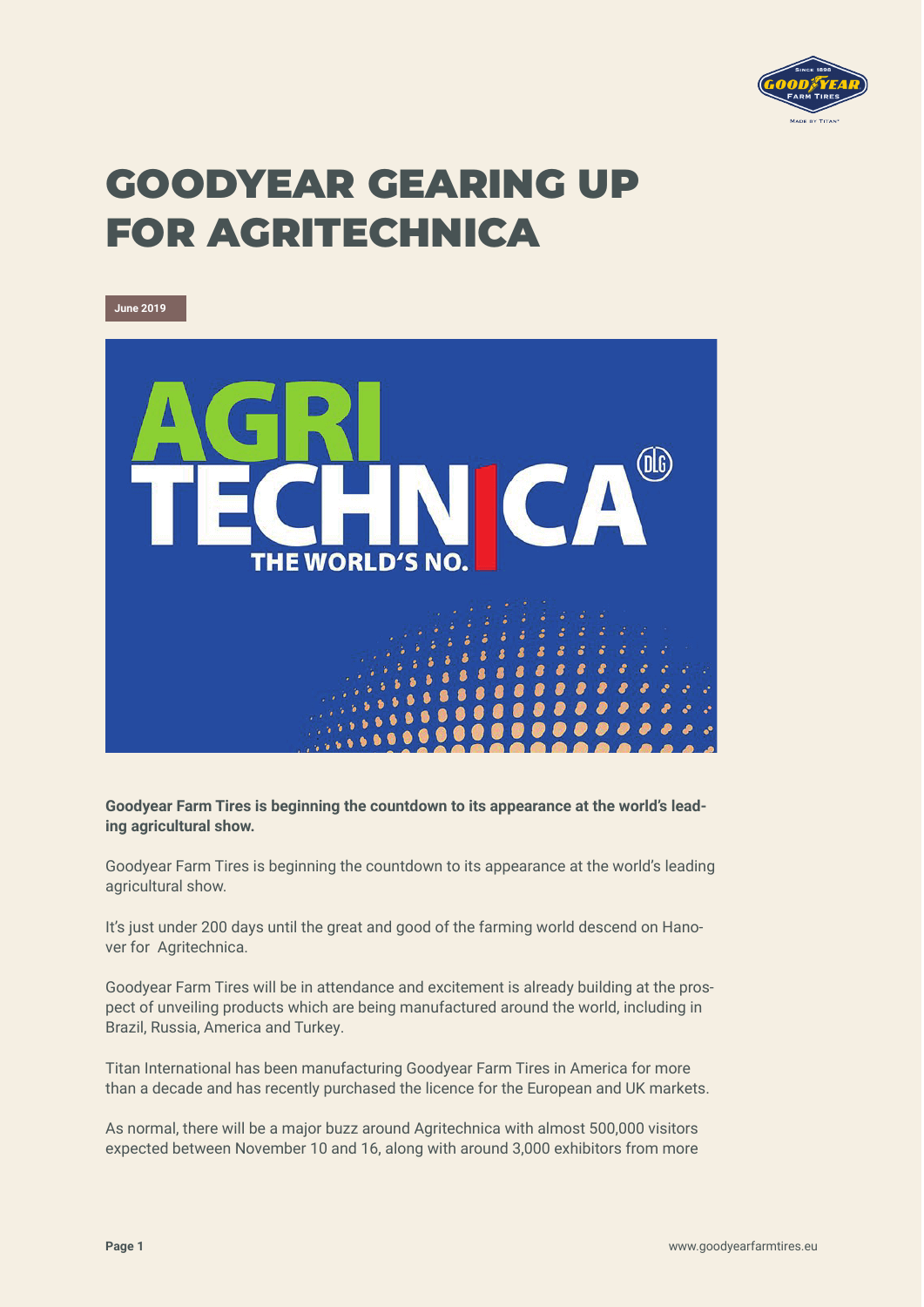# GOODYEAR GEARING UP FOR AGRITECHNICA

**June 2019**

**Goodyear Farm Tires is beginning the countdown to its appearance at the world's leading agricultural show.**

Goodyear Farm Tires is beginning the countdown to its appearance at the world's leading agricultural show.

It's just under 200 days until the great and good of the farming world descend on Hanover for Agritechnica.

Goodyear Farm Tires will be in attendance and excitement is already building at the prospect of unveiling products which are being manufactured around the world, including in Brazil, Russia, America and Turkey.

Titan International has been manufacturing Goodyear Farm Tires in America for more than a decade and has recently purchased the licence for the European and UK markets.

As normal, there will be a major buzz around Agritechnica with almost 500,000 visitors expected between November 10 and 16, along with around 3,000 exhibitors from more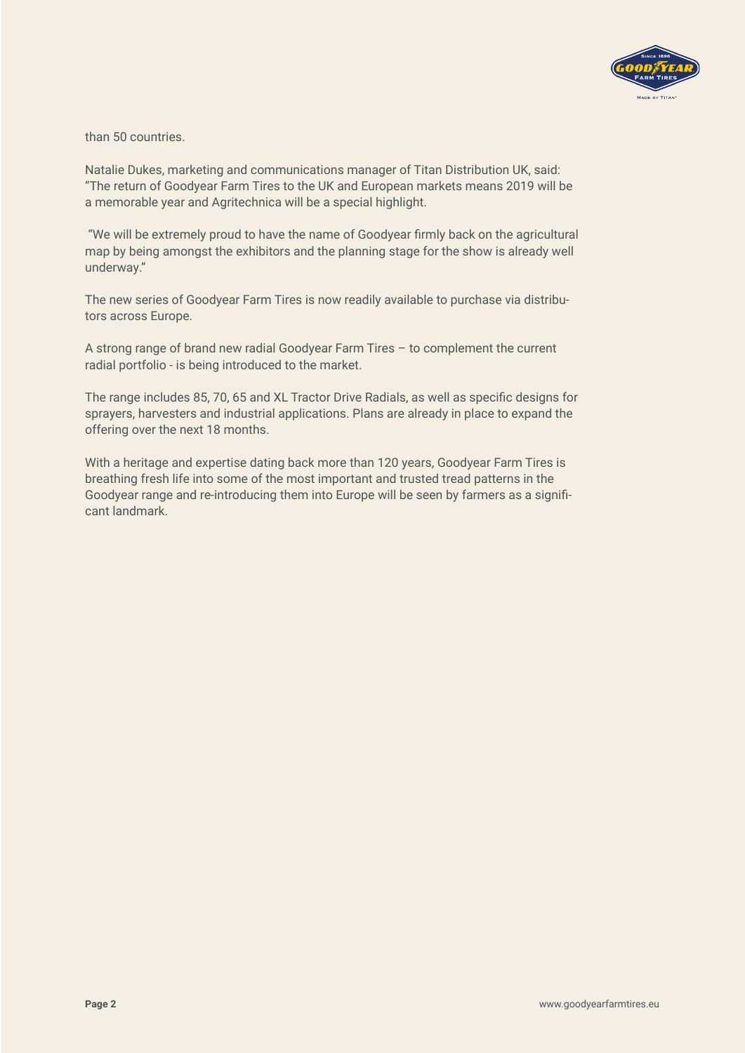than 50 countries.

Natalie Dukes, marketing and communications manager of Titan Distribution UK, said: “The return of Goodyear Farm Tires to the UK and European markets means 2019 will be a memorable year and Agritechnica will be a special highlight.

“We will be extremely proud to have the name of Goodyear firmly back on the agricultural map by being amongst the exhibitors and the planning stage for the show is already well underway.”

The new series of Goodyear Farm Tires is now readily available to purchase via distributors across Europe.

A strong range of brand new radial Goodyear Farm Tires – to complement the current radial portfolio - is being introduced to the market.

The range includes 85, 70, 65 and XL Tractor Drive Radials, as well as specific designs for sprayers, harvesters and industrial applications. Plans are already in place to expand the offering over the next 18 months.

With a heritage and expertise dating back more than 120 years, Goodyear Farm Tires is breathing fresh life into some of the most important and trusted tread patterns in the Goodyear range and re-introducing them into Europe will be seen by farmers as a significant landmark.